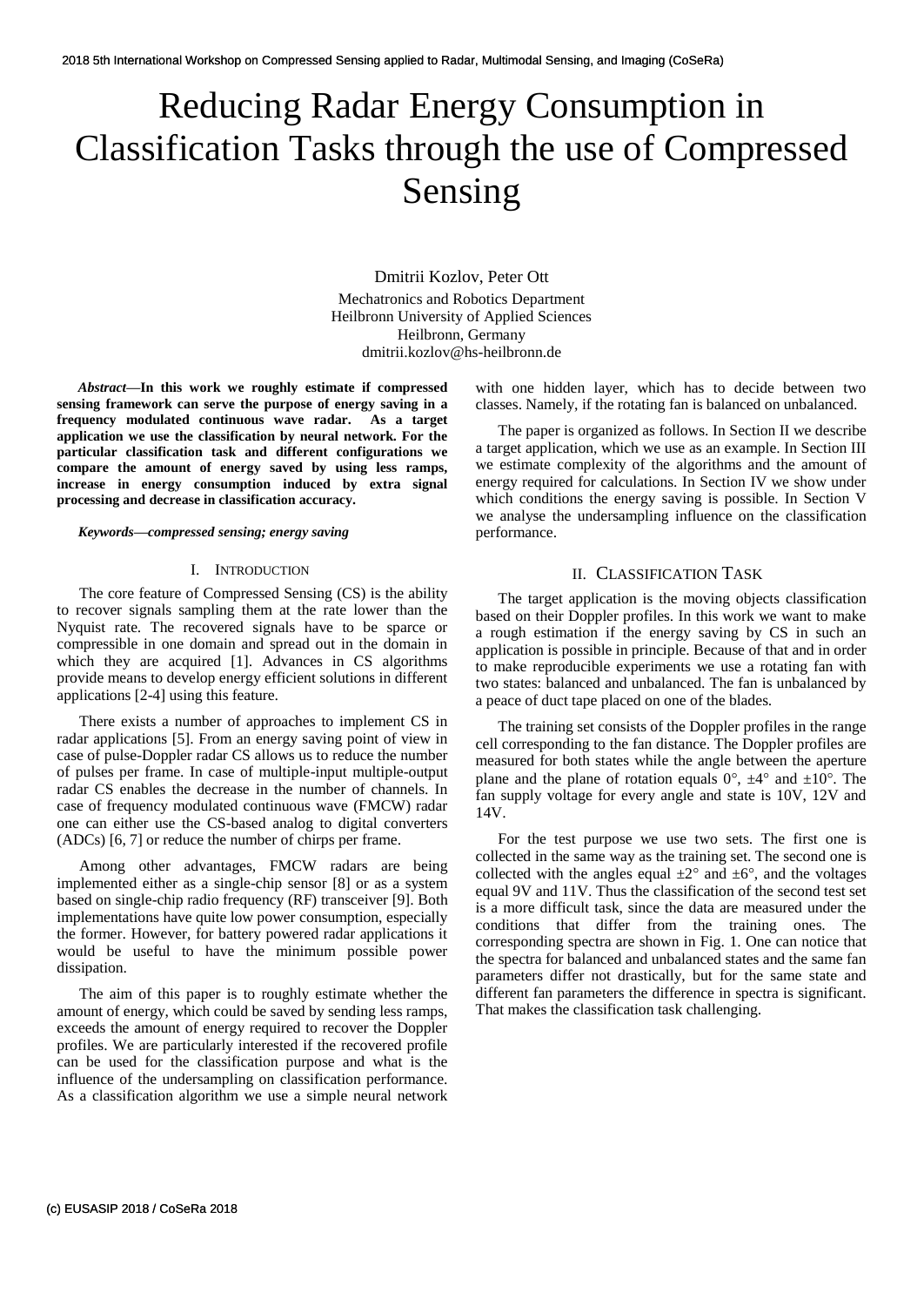# Reducing Radar Energy Consumption in Classification Tasks through the use of Compressed Sensing

Dmitrii Kozlov, Peter Ott

Mechatronics and Robotics Department
Heilbronn University of Applied Sciences
Heilbronn, Germany
dmitrii.kozlov@hs-heilbronn.de

***Abstract*—In this work we roughly estimate if compressed sensing framework can serve the purpose of energy saving in a frequency modulated continuous wave radar. As a target application we use the classification by neural network. For the particular classification task and different configurations we compare the amount of energy saved by using less ramps, increase in energy consumption induced by extra signal processing and decrease in classification accuracy.**

***Keywords—compressed sensing; energy saving***

## I. Introduction

The core feature of Compressed Sensing (CS) is the ability to recover signals sampling them at the rate lower than the Nyquist rate. The recovered signals have to be sparce or compressible in one domain and spread out in the domain in which they are acquired [1]. Advances in CS algorithms provide means to develop energy efficient solutions in different applications [2-4] using this feature.

There exists a number of approaches to implement CS in radar applications [5]. From an energy saving point of view in case of pulse-Doppler radar CS allows us to reduce the number of pulses per frame. In case of multiple-input multiple-output radar CS enables the decrease in the number of channels. In case of frequency modulated continuous wave (FMCW) radar one can either use the CS-based analog to digital converters (ADCs) [6, 7] or reduce the number of chirps per frame.

Among other advantages, FMCW radars are being implemented either as a single-chip sensor [8] or as a system based on single-chip radio frequency (RF) transceiver [9]. Both implementations have quite low power consumption, especially the former. However, for battery powered radar applications it would be useful to have the minimum possible power dissipation.

The aim of this paper is to roughly estimate whether the amount of energy, which could be saved by sending less ramps, exceeds the amount of energy required to recover the Doppler profiles. We are particularly interested if the recovered profile can be used for the classification purpose and what is the influence of the undersampling on classification performance. As a classification algorithm we use a simple neural network with one hidden layer, which has to decide between two classes. Namely, if the rotating fan is balanced on unbalanced.

The paper is organized as follows. In Section II we describe a target application, which we use as an example. In Section III we estimate complexity of the algorithms and the amount of energy required for calculations. In Section IV we show under which conditions the energy saving is possible. In Section V we analyse the undersampling influence on the classification performance.

## II. Classification Task

The target application is the moving objects classification based on their Doppler profiles. In this work we want to make a rough estimation if the energy saving by CS in such an application is possible in principle. Because of that and in order to make reproducible experiments we use a rotating fan with two states: balanced and unbalanced. The fan is unbalanced by a peace of duct tape placed on one of the blades.

The training set consists of the Doppler profiles in the range cell corresponding to the fan distance. The Doppler profiles are measured for both states while the angle between the aperture plane and the plane of rotation equals $0°$, $\pm 4°$ and $\pm 10°$. The fan supply voltage for every angle and state is 10V, 12V and 14V.

For the test purpose we use two sets. The first one is collected in the same way as the training set. The second one is collected with the angles equal $\pm 2°$ and $\pm 6°$, and the voltages equal 9V and 11V. Thus the classification of the second test set is a more difficult task, since the data are measured under the conditions that differ from the training ones. The corresponding spectra are shown in Fig. 1. One can notice that the spectra for balanced and unbalanced states and the same fan parameters differ not drastically, but for the same state and different fan parameters the difference in spectra is significant. That makes the classification task challenging.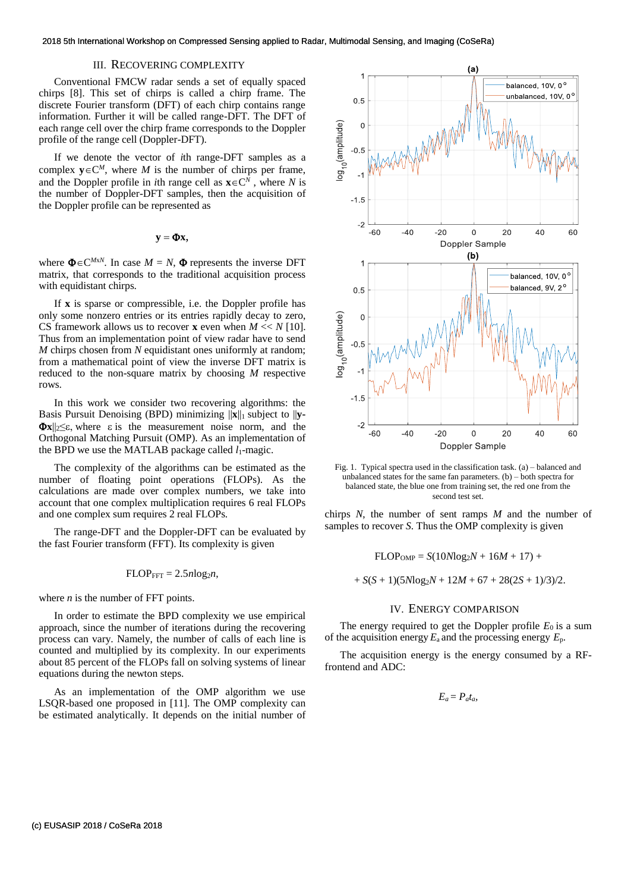## III. Recovering Complexity

Conventional FMCW radar sends a set of equally spaced chirps [8]. This set of chirps is called a chirp frame. The discrete Fourier transform (DFT) of each chirp contains range information. Further it will be called range-DFT. The DFT of each range cell over the chirp frame corresponds to the Doppler profile of the range cell (Doppler-DFT).

If we denote the vector of *i*th range-DFT samples as a complex $\mathbf{y} \in \mathbb{C}^M$, where $M$ is the number of chirps per frame, and the Doppler profile in *i*th range cell as $\mathbf{x} \in \mathbb{C}^N$ , where $N$ is the number of Doppler-DFT samples, then the acquisition of the Doppler profile can be represented as

$$\mathbf{y} = \mathbf{\Phi x},$$

where $\mathbf{\Phi} \in \mathbb{C}^{M \times N}$. In case $M = N$, $\mathbf{\Phi}$ represents the inverse DFT matrix, that corresponds to the traditional acquisition process with equidistant chirps.

If $\mathbf{x}$ is sparse or compressible, i.e. the Doppler profile has only some nonzero entries or its entries rapidly decay to zero, CS framework allows us to recover $\mathbf{x}$ even when $M << N$ [10]. Thus from an implementation point of view radar have to send $M$ chirps chosen from $N$ equidistant ones uniformly at random; from a mathematical point of view the inverse DFT matrix is reduced to the non-square matrix by choosing $M$ respective rows.

In this work we consider two recovering algorithms: the Basis Pursuit Denoising (BPD) minimizing $\|\mathbf{x}\|_1$ subject to $\|\mathbf{y}-\mathbf{\Phi x}\|_2 \leq \varepsilon$, where $\varepsilon$ is the measurement noise norm, and the Orthogonal Matching Pursuit (OMP). As an implementation of the BPD we use the MATLAB package called $l_1$-magic.

The complexity of the algorithms can be estimated as the number of floating point operations (FLOPs). As the calculations are made over complex numbers, we take into account that one complex multiplication requires 6 real FLOPs and one complex sum requires 2 real FLOPs.

The range-DFT and the Doppler-DFT can be evaluated by the fast Fourier transform (FFT). Its complexity is given

$$\mathrm{FLOP}_{\mathrm{FFT}} = 2.5 n \log_2 n,$$

where $n$ is the number of FFT points.

In order to estimate the BPD complexity we use empirical approach, since the number of iterations during the recovering process can vary. Namely, the number of calls of each line is counted and multiplied by its complexity. In our experiments about 85 percent of the FLOPs fall on solving systems of linear equations during the newton steps.

As an implementation of the OMP algorithm we use LSQR-based one proposed in [11]. The OMP complexity can be estimated analytically. It depends on the initial number of chirps $N$, the number of sent ramps $M$ and the number of samples to recover $S$. Thus the OMP complexity is given

$$\mathrm{FLOP}_{\mathrm{OMP}} = S(10N\log_2 N + 16M + 17) +$$

$$+ S(S + 1)(5N\log_2 N + 12M + 67 + 28(2S + 1)/3)/2.$$

Fig. 1. Typical spectra used in the classification task. (a) – balanced and unbalanced states for the same fan parameters. (b) – both spectra for balanced state, the blue one from training set, the red one from the second test set.

## IV. Energy Comparison

The energy required to get the Doppler profile $E_0$ is a sum of the acquisition energy $E_a$ and the processing energy $E_p$.

The acquisition energy is the energy consumed by a RF-frontend and ADC:

$$E_a = P_a t_a,$$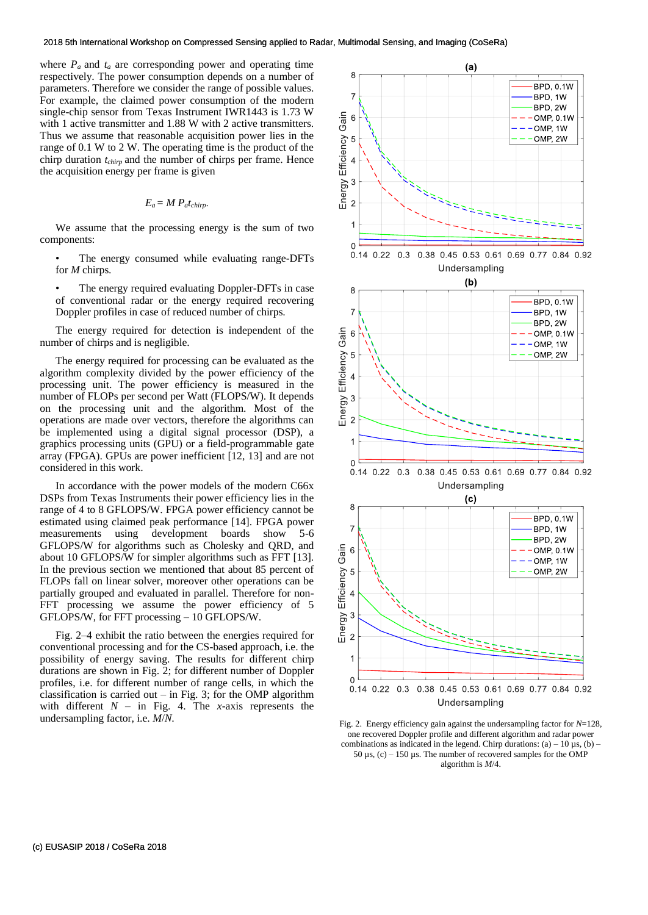where $P_a$ and $t_a$ are corresponding power and operating time respectively. The power consumption depends on a number of parameters. Therefore we consider the range of possible values. For example, the claimed power consumption of the modern single-chip sensor from Texas Instrument IWR1443 is 1.73 W with 1 active transmitter and 1.88 W with 2 active transmitter. Thus we assume that reasonable acquisition power lies in the range of 0.1 W to 2 W. The operating time is the product of the chirp duration $t_{chirp}$ and the number of chirps per frame. Hence the acquisition energy per frame is given

$$E_a = M\, P_a t_{chirp}.$$

We assume that the processing energy is the sum of two components:

- The energy consumed while evaluating range-DFTs for $M$ chirps.
- The energy required evaluating Doppler-DFTs in case of conventional radar or the energy required recovering Doppler profiles in case of reduced number of chirps.

The energy required for detection is independent of the number of chirps and is negligible.

The energy required for processing can be evaluated as the algorithm complexity divided by the power efficiency of the processing unit. The power efficiency is measured in the number of FLOPs per second per Watt (FLOPS/W). It depends on the processing unit and the algorithm. Most of the operations are made over vectors, therefore the algorithms can be implemented using a digital signal processor (DSP), a graphics processing units (GPU) or a field-programmable gate array (FPGA). GPUs are power inefficient [12, 13] and are not considered in this work.

In accordance with the power models of the modern C66x DSPs from Texas Instruments their power efficiency lies in the range of 4 to 8 GFLOPS/W. FPGA power efficiency cannot be estimated using claimed peak performance [14]. FPGA power measurements using development boards show 5-6 GFLOPS/W for algorithms such as Cholesky and QRD, and about 10 GFLOPS/W for simpler algorithms such as FFT [13]. In the previous section we mentioned that about 85 percent of FLOPs fall on linear solver, moreover other operations can be partially grouped and evaluated in parallel. Therefore for non-FFT processing we assume the power efficiency of 5 GFLOPS/W, for FFT processing – 10 GFLOPS/W.

Fig. 2–4 exhibit the ratio between the energies required for conventional processing and for the CS-based approach, i.e. the possibility of energy saving. The results for different chirp durations are shown in Fig. 2; for different number of Doppler profiles, i.e. for different number of range cells, in which the classification is carried out – in Fig. 3; for the OMP algorithm with different $N$ – in Fig. 4. The $x$-axis represents the undersampling factor, i.e. $M/N$.

Fig. 2. Energy efficiency gain against the undersampling factor for $N$=128, one recovered Doppler profile and different algorithm and radar power combinations as indicated in the legend. Chirp durations: (a) – 10 µs, (b) – 50 µs, (c) – 150 µs. The number of recovered samples for the OMP algorithm is $M$/4.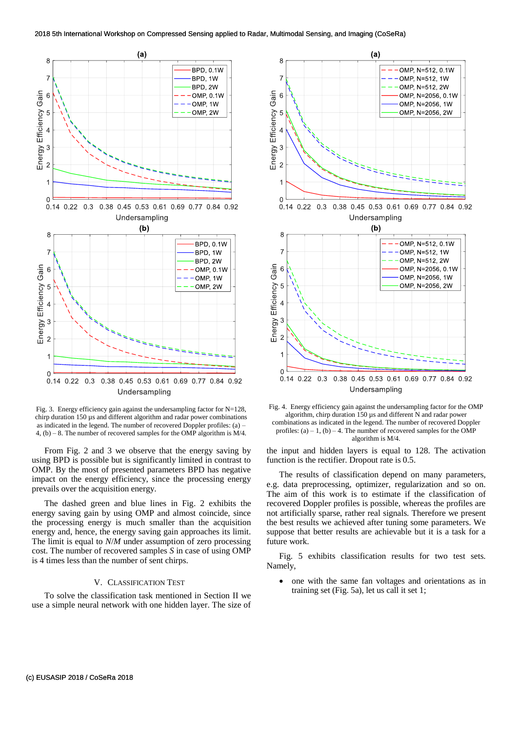Fig. 3. Energy efficiency gain against the undersampling factor for N=128, chirp duration 150 μs and different algorithm and radar power combinations as indicated in the legend. The number of recovered Doppler profiles: (a) – 4, (b) – 8. The number of recovered samples for the OMP algorithm is M/4.

Fig. 4. Energy efficiency gain against the undersampling factor for the OMP algorithm, chirp duration 150 μs and different N and radar power combinations as indicated in the legend. The number of recovered Doppler profiles: (a) – 1, (b) – 4. The number of recovered samples for the OMP algorithm is M/4.

From Fig. 2 and 3 we observe that the energy saving by using BPD is possible but is significantly limited in contrast to OMP. By the most of presented parameters BPD has negative impact on the energy efficiency, since the processing energy prevails over the acquisition energy.

The dashed green and blue lines in Fig. 2 exhibits the energy saving gain by using OMP and almost coincide, since the processing energy is much smaller than the acquisition energy and, hence, the energy saving gain approaches its limit. The limit is equal to $N/M$ under assumption of zero processing cost. The number of recovered samples $S$ in case of using OMP is 4 times less than the number of sent chirps.

## V. Classification Test

To solve the classification task mentioned in Section II we use a simple neural network with one hidden layer. The size of the input and hidden layers is equal to 128. The activation function is the rectifier. Dropout rate is 0.5.

The results of classification depend on many parameters, e.g. data preprocessing, optimizer, regularization and so on. The aim of this work is to estimate if the classification of recovered Doppler profiles is possible, whereas the profiles are not artificially sparse, rather real signals. Therefore we present the best results we achieved after tuning some parameters. We suppose that better results are achievable but it is a task for a future work.

Fig. 5 exhibits classification results for two test sets. Namely,

- one with the same fan voltages and orientations as in training set (Fig. 5a), let us call it set 1;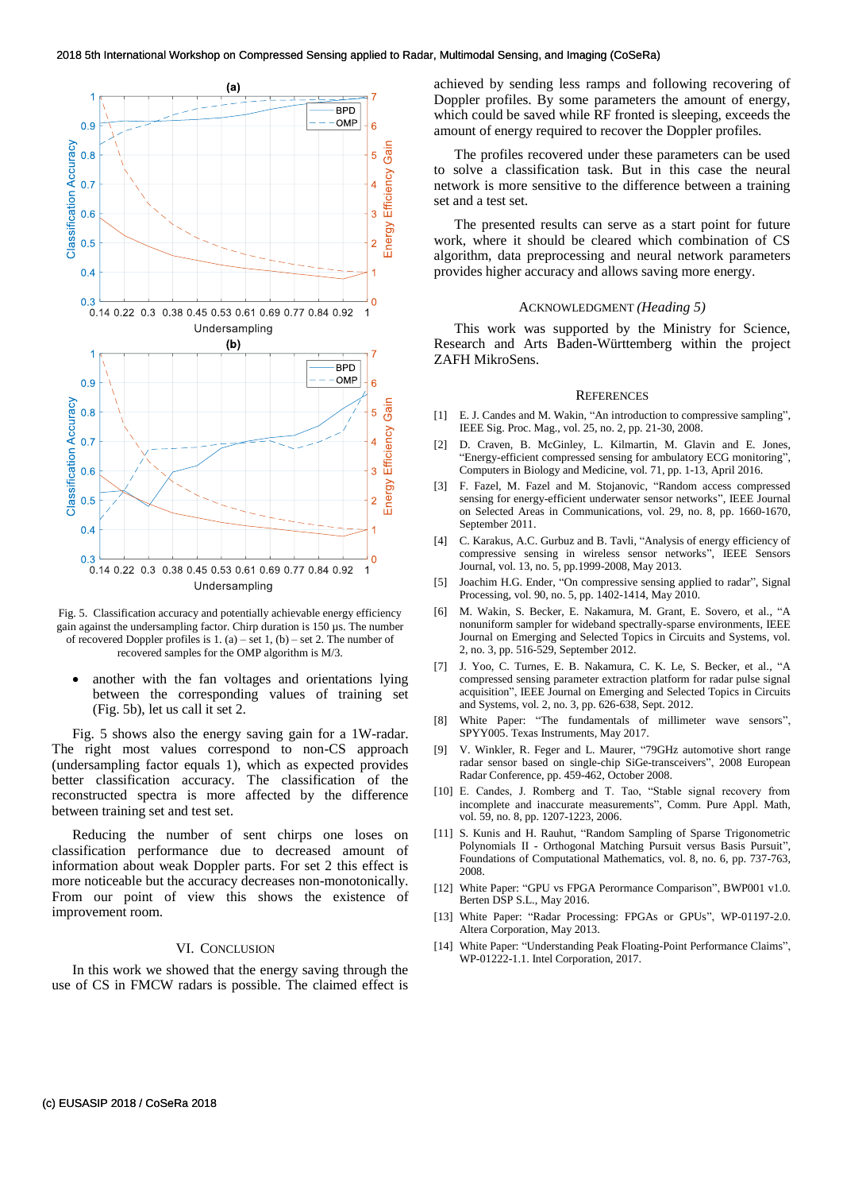(a)

Classification Accuracy

Energy Efficiency Gain

BPD

OMP

1
0.9
0.8
0.7
0.6
0.5
0.4
0.3

7
6
5
4
3
2
1
0

0.14 0.22 0.3 0.38 0.45 0.53 0.61 0.69 0.77 0.84 0.92 1

Undersampling

(b)

Classification Accuracy

Energy Efficiency Gain

BPD

OMP

1
0.9
0.8
0.7
0.6
0.5
0.4
0.3

7
6
5
4
3
2
1
0

0.14 0.22 0.3 0.38 0.45 0.53 0.61 0.69 0.77 0.84 0.92 1

Undersampling

Fig. 5. Classification accuracy and potentially achievable energy efficiency gain against the undersampling factor. Chirp duration is 150 µs. The number of recovered Doppler profiles is 1. (a) – set 1, (b) – set 2. The number of recovered samples for the OMP algorithm is M/3.

- another with the fan voltages and orientations lying between the corresponding values of training set (Fig. 5b), let us call it set 2.

Fig. 5 shows also the energy saving gain for a 1W-radar. The right most values correspond to non-CS approach (undersampling factor equals 1), which as expected provides better classification accuracy. The classification of the reconstructed spectra is more affected by the difference between training set and test set.

Reducing the number of sent chirps one loses on classification performance due to decreased amount of information about weak Doppler parts. For set 2 this effect is more noticeable but the accuracy decreases non-monotonically. From our point of view this shows the existence of improvement room.

## VI. Conclusion

In this work we showed that the energy saving through the use of CS in FMCW radars is possible. The claimed effect is achieved by sending less ramps and following recovering of Doppler profiles. By some parameters the amount of energy, which could be saved while RF fronted is sleeping, exceeds the amount of energy required to recover the Doppler profiles.

The profiles recovered under these parameters can be used to solve a classification task. But in this case the neural network is more sensitive to the difference between a training set and a test set.

The presented results can serve as a start point for future work, where it should be cleared which combination of CS algorithm, data preprocessing and neural network parameters provides higher accuracy and allows saving more energy.

## Acknowledgment *(Heading 5)*

This work was supported by the Ministry for Science, Research and Arts Baden-Württemberg within the project ZAFH MikroSens.

## References

[1] E. J. Candes and M. Wakin, “An introduction to compressive sampling”, IEEE Sig. Proc. Mag., vol. 25, no. 2, pp. 21-30, 2008.

[2] D. Craven, B. McGinley, L. Kilmartin, M. Glavin and E. Jones, “Energy-efficient compressed sensing for ambulatory ECG monitoring”, Computers in Biology and Medicine, vol. 71, pp. 1-13, April 2016.

[3] F. Fazel, M. Fazel and M. Stojanovic, “Random access compressed sensing for energy-efficient underwater sensor networks”, IEEE Journal on Selected Areas in Communications, vol. 29, no. 8, pp. 1660-1670, September 2011.

[4] C. Karakus, A.C. Gurbuz and B. Tavli, “Analysis of energy efficiency of compressive sensing in wireless sensor networks”, IEEE Sensors Journal, vol. 13, no. 5, pp.1999-2008, May 2013.

[5] Joachim H.G. Ender, “On compressive sensing applied to radar”, Signal Processing, vol. 90, no. 5, pp. 1402-1414, May 2010.

[6] M. Wakin, S. Becker, E. Nakamura, M. Grant, E. Sovero, et al., “A nonuniform sampler for wideband spectrally-sparse environments, IEEE Journal on Emerging and Selected Topics in Circuits and Systems, vol. 2, no. 3, pp. 516-529, September 2012.

[7] J. Yoo, C. Turnes, E. B. Nakamura, C. K. Le, S. Becker, et al., “A compressed sensing parameter extraction platform for radar pulse signal acquisition”, IEEE Journal on Emerging and Selected Topics in Circuits and Systems, vol. 2, no. 3, pp. 626-638, Sept. 2012.

[8] White Paper: “The fundamentals of millimeter wave sensors”, SPYY005. Texas Instruments, May 2017.

[9] V. Winkler, R. Feger and L. Maurer, “79GHz automotive short range radar sensor based on single-chip SiGe-transceivers”, 2008 European Radar Conference, pp. 459-462, October 2008.

[10] E. Candes, J. Romberg and T. Tao, “Stable signal recovery from incomplete and inaccurate measurements”, Comm. Pure Appl. Math, vol. 59, no. 8, pp. 1207-1223, 2006.

[11] S. Kunis and H. Rauhut, “Random Sampling of Sparse Trigonometric Polynomials II - Orthogonal Matching Pursuit versus Basis Pursuit”, Foundations of Computational Mathematics, vol. 8, no. 6, pp. 737-763, 2008.

[12] White Paper: “GPU vs FPGA Perormance Comparison”, BWP001 v1.0. Berten DSP S.L., May 2016.

[13] White Paper: “Radar Processing: FPGAs or GPUs”, WP-01197-2.0. Altera Corporation, May 2013.

[14] White Paper: “Understanding Peak Floating-Point Performance Claims”, WP-01222-1.1. Intel Corporation, 2017.